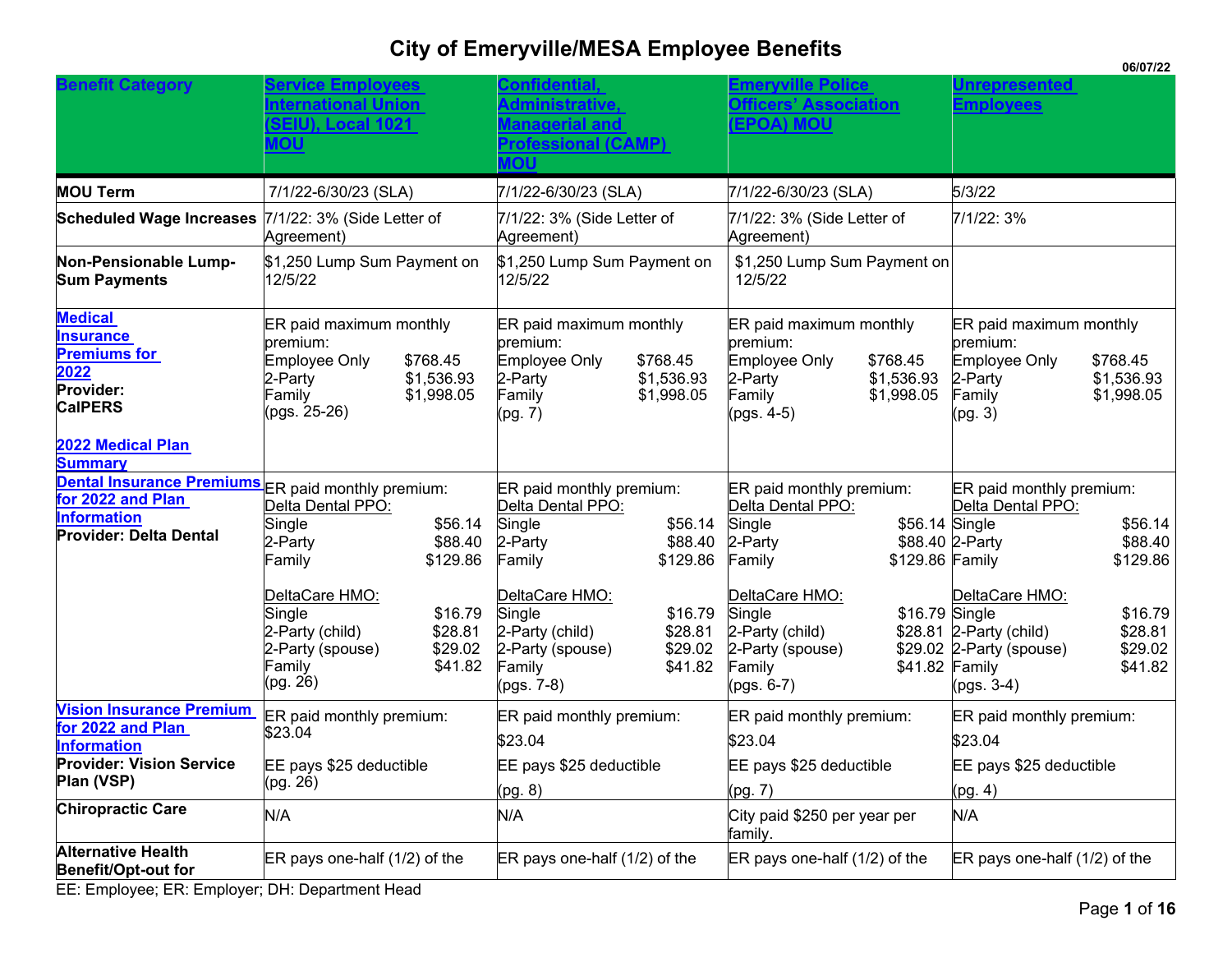# City of Emeryville/MESA Employee Benefits

06/07/22

| Benefit Category | Service Employees International Union (SEIU), Local 1021 MOU | Confidential, Administrative, Managerial and Professional (CAMP) MOU | Emeryville Police Officers' Association (EPOA) MOU | Unrepresented Employees |
|---|---|---|---|---|
| **MOU Term** | 7/1/22-6/30/23 (SLA) | 7/1/22-6/30/23 (SLA) | 7/1/22-6/30/23 (SLA) | 5/3/22 |
| **Scheduled Wage Increases** | 7/1/22: 3% (Side Letter of Agreement) | 7/1/22: 3% (Side Letter of Agreement) | 7/1/22: 3% (Side Letter of Agreement) | 7/1/22: 3% |
| **Non-Pensionable Lump-Sum Payments** | $1,250 Lump Sum Payment on 12/5/22 | $1,250 Lump Sum Payment on 12/5/22 | $1,250 Lump Sum Payment on 12/5/22 | |
| **Medical Insurance Premiums for 2022** **Provider: CalPERS** **2022 Medical Plan Summary** | ER paid maximum monthly premium: Employee Only $768.45 2-Party $1,536.93 Family $1,998.05 (pgs. 25-26) | ER paid maximum monthly premium: Employee Only $768.45 2-Party $1,536.93 Family $1,998.05 (pg. 7) | ER paid maximum monthly premium: Employee Only $768.45 2-Party $1,536.93 Family $1,998.05 (pgs. 4-5) | ER paid maximum monthly premium: Employee Only $768.45 2-Party $1,536.93 Family $1,998.05 (pg. 3) |
| **Dental Insurance Premiums for 2022 and Plan Information** **Provider: Delta Dental** | ER paid monthly premium: Delta Dental PPO: Single $56.14 2-Party $88.40 Family $129.86 DeltaCare HMO: Single $16.79 2-Party (child) $28.81 2-Party (spouse) $29.02 Family $41.82 (pg. 26) | ER paid monthly premium: Delta Dental PPO: Single $56.14 2-Party $88.40 Family $129.86 DeltaCare HMO: Single $16.79 2-Party (child) $28.81 2-Party (spouse) $29.02 Family $41.82 (pgs. 7-8) | ER paid monthly premium: Delta Dental PPO: Single $56.14 2-Party $88.40 Family $129.86 DeltaCare HMO: Single $16.79 2-Party (child) $28.81 2-Party (spouse) $29.02 Family $41.82 (pgs. 6-7) | ER paid monthly premium: Delta Dental PPO: Single $56.14 2-Party $88.40 Family $129.86 DeltaCare HMO: Single $16.79 2-Party (child) $28.81 2-Party (spouse) $29.02 Family $41.82 (pgs. 3-4) |
| **Vision Insurance Premium for 2022 and Plan Information** **Provider: Vision Service Plan (VSP)** | ER paid monthly premium: $23.04 EE pays $25 deductible (pg. 26) | ER paid monthly premium: $23.04 EE pays $25 deductible (pg. 8) | ER paid monthly premium: $23.04 EE pays $25 deductible (pg. 7) | ER paid monthly premium: $23.04 EE pays $25 deductible (pg. 4) |
| **Chiropractic Care** | N/A | N/A | City paid $250 per year per family. | N/A |
| **Alternative Health Benefit/Opt-out for** | ER pays one-half (1/2) of the | ER pays one-half (1/2) of the | ER pays one-half (1/2) of the | ER pays one-half (1/2) of the |

EE: Employee; ER: Employer; DH: Department Head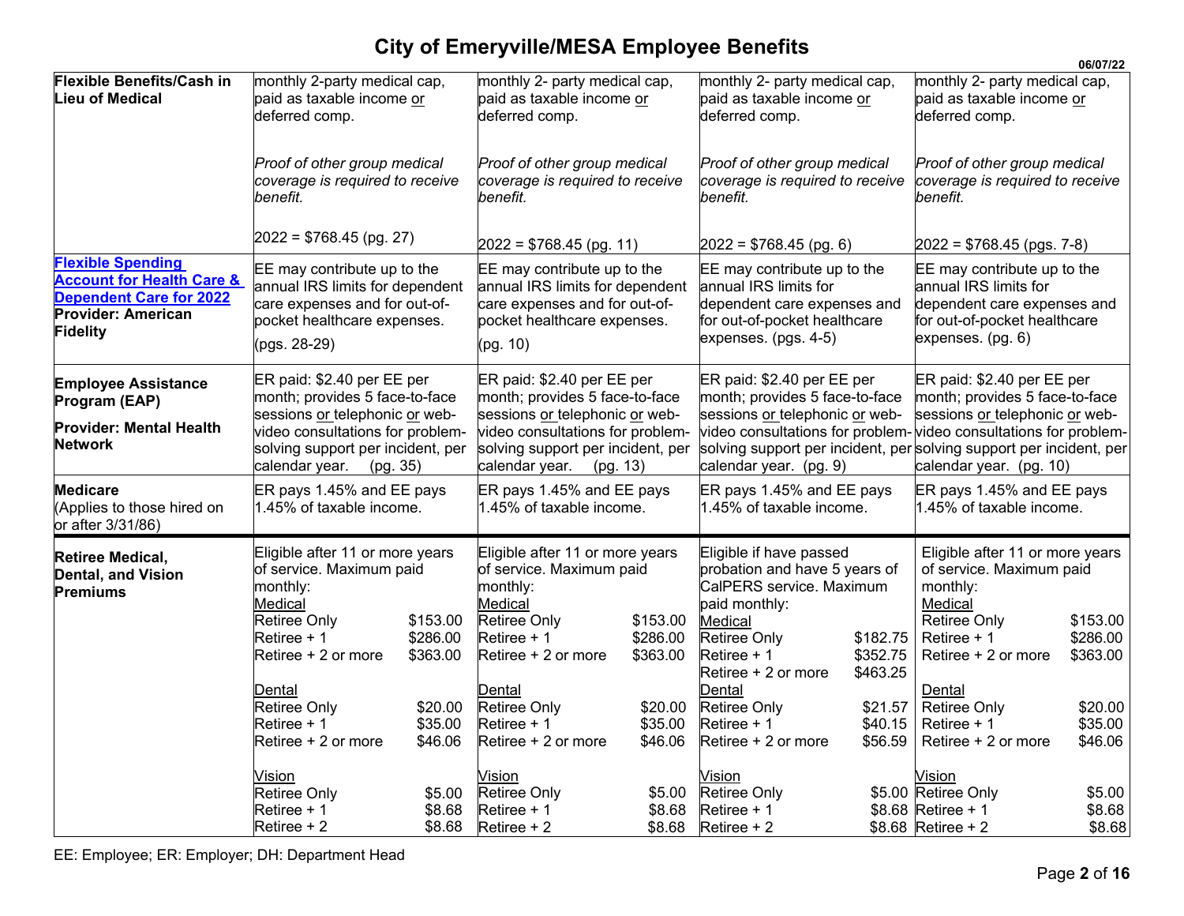# City of Emeryville/MESA Employee Benefits

06/07/22

| | | | | |
|---|---|---|---|---|
| **Flexible Benefits/Cash in Lieu of Medical** | monthly 2-party medical cap, paid as taxable income or deferred comp.<br><br>*Proof of other group medical coverage is required to receive benefit.*<br><br>2022 = $768.45 (pg. 27) | monthly 2- party medical cap, paid as taxable income or deferred comp.<br><br>*Proof of other group medical coverage is required to receive benefit.*<br><br>2022 = $768.45 (pg. 11) | monthly 2- party medical cap, paid as taxable income or deferred comp.<br><br>*Proof of other group medical coverage is required to receive benefit.*<br><br>2022 = $768.45 (pg. 6) | monthly 2- party medical cap, paid as taxable income or deferred comp.<br><br>*Proof of other group medical coverage is required to receive benefit.*<br><br>2022 = $768.45 (pgs. 7-8) |
| **Flexible Spending Account for Health Care & Dependent Care for 2022**<br>**Provider: American Fidelity** | EE may contribute up to the annual IRS limits for dependent care expenses and for out-of-pocket healthcare expenses.<br>(pgs. 28-29) | EE may contribute up to the annual IRS limits for dependent care expenses and for out-of-pocket healthcare expenses.<br>(pg. 10) | EE may contribute up to the annual IRS limits for dependent care expenses and for out-of-pocket healthcare expenses. (pgs. 4-5) | EE may contribute up to the annual IRS limits for dependent care expenses and for out-of-pocket healthcare expenses. (pg. 6) |
| **Employee Assistance Program (EAP)**<br>**Provider: Mental Health Network** | ER paid: $2.40 per EE per month; provides 5 face-to-face sessions or telephonic or web-video consultations for problem-solving support per incident, per calendar year. (pg. 35) | ER paid: $2.40 per EE per month; provides 5 face-to-face sessions or telephonic or web-video consultations for problem-solving support per incident, per calendar year. (pg. 13) | ER paid: $2.40 per EE per month; provides 5 face-to-face sessions or telephonic or web-video consultations for problem-solving support per incident, per calendar year. (pg. 9) | ER paid: $2.40 per EE per month; provides 5 face-to-face sessions or telephonic or web-video consultations for problem-solving support per incident, per calendar year. (pg. 10) |
| **Medicare**<br>(Applies to those hired on or after 3/31/86) | ER pays 1.45% and EE pays 1.45% of taxable income. | ER pays 1.45% and EE pays 1.45% of taxable income. | ER pays 1.45% and EE pays 1.45% of taxable income. | ER pays 1.45% and EE pays 1.45% of taxable income. |
| **Retiree Medical, Dental, and Vision Premiums** | Eligible after 11 or more years of service. Maximum paid monthly:<br>Medical<br>Retiree Only $153.00<br>Retiree + 1 $286.00<br>Retiree + 2 or more $363.00<br><br>Dental<br>Retiree Only $20.00<br>Retiree + 1 $35.00<br>Retiree + 2 or more $46.06<br><br>Vision<br>Retiree Only $5.00<br>Retiree + 1 $8.68<br>Retiree + 2 $8.68 | Eligible after 11 or more years of service. Maximum paid monthly:<br>Medical<br>Retiree Only $153.00<br>Retiree + 1 $286.00<br>Retiree + 2 or more $363.00<br><br>Dental<br>Retiree Only $20.00<br>Retiree + 1 $35.00<br>Retiree + 2 or more $46.06<br><br>Vision<br>Retiree Only $5.00<br>Retiree + 1 $8.68<br>Retiree + 2 $8.68 | Eligible if have passed probation and have 5 years of CalPERS service. Maximum paid monthly:<br>Medical<br>Retiree Only $182.75<br>Retiree + 1 $352.75<br>Retiree + 2 or more $463.25<br><br>Dental<br>Retiree Only $21.57<br>Retiree + 1 $40.15<br>Retiree + 2 or more $56.59<br><br>Vision<br>Retiree Only $5.00<br>Retiree + 1 $8.68<br>Retiree + 2 $8.68 | Eligible after 11 or more years of service. Maximum paid monthly:<br>Medical<br>Retiree Only $153.00<br>Retiree + 1 $286.00<br>Retiree + 2 or more $363.00<br><br>Dental<br>Retiree Only $20.00<br>Retiree + 1 $35.00<br>Retiree + 2 or more $46.06<br><br>Vision<br>Retiree Only $5.00<br>Retiree + 1 $8.68<br>Retiree + 2 $8.68 |

EE: Employee; ER: Employer; DH: Department Head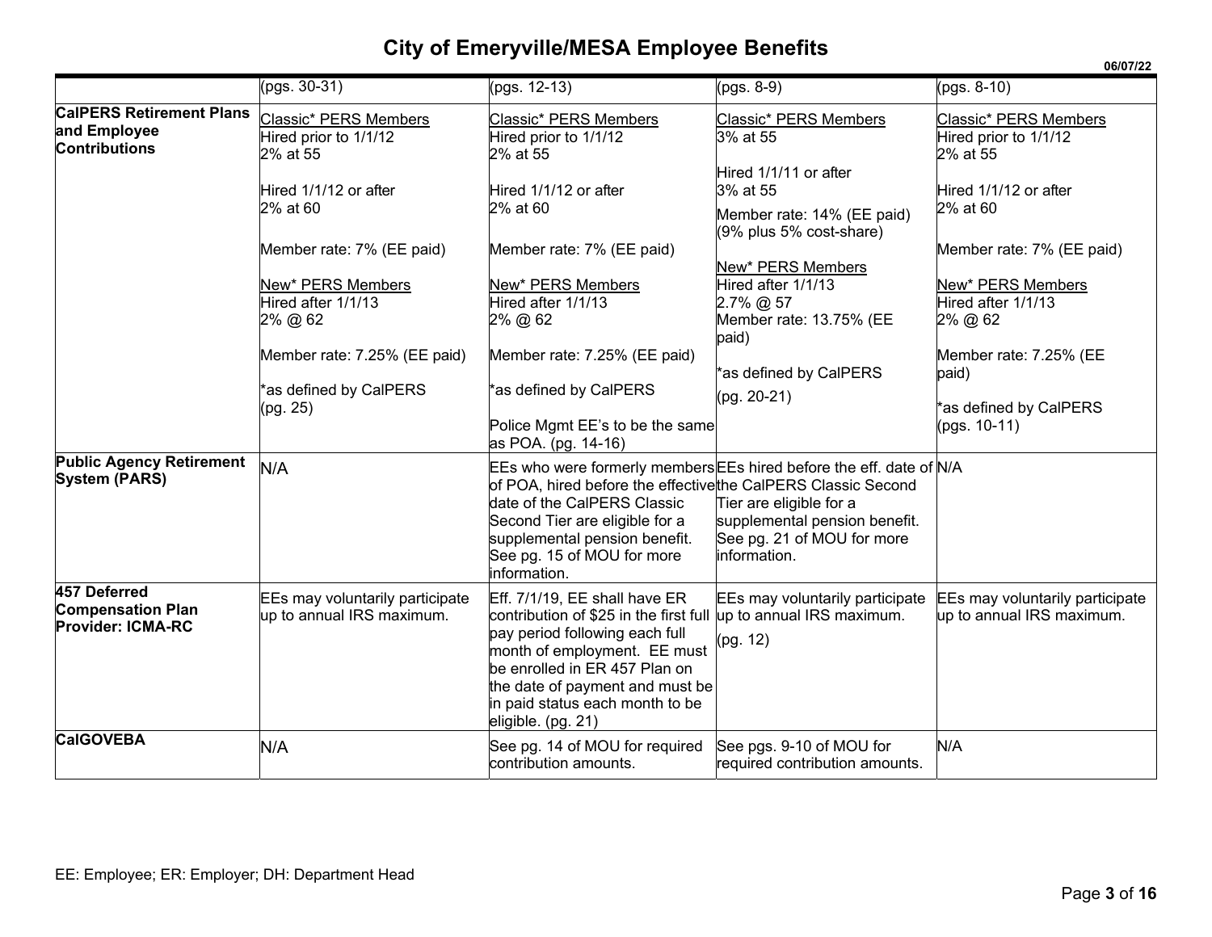# City of Emeryville/MESA Employee Benefits

06/07/22

| | (pgs. 30-31) | (pgs. 12-13) | (pgs. 8-9) | (pgs. 8-10) |
|---|---|---|---|---|
| **CalPERS Retirement Plans and Employee Contributions** | Classic* PERS Members<br>Hired prior to 1/1/12<br>2% at 55<br><br>Hired 1/1/12 or after<br>2% at 60<br><br>Member rate: 7% (EE paid)<br><br>New* PERS Members<br>Hired after 1/1/13<br>2% @ 62<br><br>Member rate: 7.25% (EE paid)<br><br>*as defined by CalPERS (pg. 25) | Classic* PERS Members<br>Hired prior to 1/1/12<br>2% at 55<br><br>Hired 1/1/12 or after<br>2% at 60<br><br>Member rate: 7% (EE paid)<br><br>New* PERS Members<br>Hired after 1/1/13<br>2% @ 62<br><br>Member rate: 7.25% (EE paid)<br><br>*as defined by CalPERS<br><br>Police Mgmt EE's to be the same as POA. (pg. 14-16) | Classic* PERS Members<br>3% at 55<br><br>Hired 1/1/11 or after<br>3% at 55<br><br>Member rate: 14% (EE paid) (9% plus 5% cost-share)<br><br>New* PERS Members<br>Hired after 1/1/13<br>2.7% @ 57<br>Member rate: 13.75% (EE paid)<br><br>*as defined by CalPERS<br><br>(pg. 20-21) | Classic* PERS Members<br>Hired prior to 1/1/12<br>2% at 55<br><br>Hired 1/1/12 or after<br>2% at 60<br><br>Member rate: 7% (EE paid)<br><br>New* PERS Members<br>Hired after 1/1/13<br>2% @ 62<br><br>Member rate: 7.25% (EE paid)<br><br>*as defined by CalPERS (pgs. 10-11) |
| **Public Agency Retirement System (PARS)** | N/A | EEs who were formerly members of POA, hired before the effective date of the CalPERS Classic Second Tier are eligible for a supplemental pension benefit. See pg. 15 of MOU for more information. | EEs hired before the eff. date of the CalPERS Classic Second Tier are eligible for a supplemental pension benefit. See pg. 21 of MOU for more information. | N/A |
| **457 Deferred Compensation Plan Provider: ICMA-RC** | EEs may voluntarily participate up to annual IRS maximum. | Eff. 7/1/19, EE shall have ER contribution of $25 in the first full pay period following each full month of employment. EE must be enrolled in ER 457 Plan on the date of payment and must be in paid status each month to be eligible. (pg. 21) | EEs may voluntarily participate up to annual IRS maximum.<br><br>(pg. 12) | EEs may voluntarily participate up to annual IRS maximum. |
| **CalGOVEBA** | N/A | See pg. 14 of MOU for required contribution amounts. | See pgs. 9-10 of MOU for required contribution amounts. | N/A |

EE: Employee; ER: Employer; DH: Department Head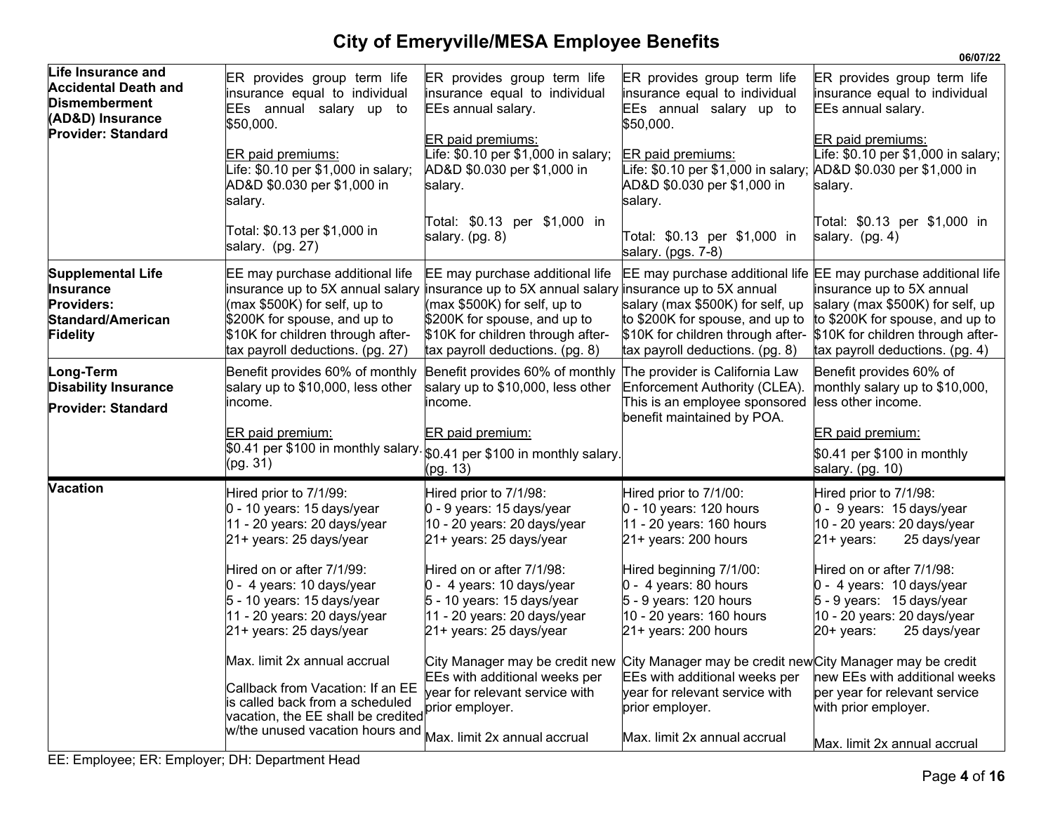# City of Emeryville/MESA Employee Benefits

06/07/22

| | | | | |
|---|---|---|---|---|
| **Life Insurance and Accidental Death and Dismemberment (AD&D) Insurance**<br>**Provider: Standard** | ER provides group term life insurance equal to individual EEs annual salary up to $50,000.<br><br>ER paid premiums:<br>Life: $0.10 per $1,000 in salary; AD&D $0.030 per $1,000 in salary.<br><br>Total: $0.13 per $1,000 in salary. (pg. 27) | ER provides group term life insurance equal to individual EEs annual salary.<br><br>ER paid premiums:<br>Life: $0.10 per $1,000 in salary; AD&D $0.030 per $1,000 in salary.<br><br>Total: $0.13 per $1,000 in salary. (pg. 8) | ER provides group term life insurance equal to individual EEs annual salary up to $50,000.<br><br>ER paid premiums:<br>Life: $0.10 per $1,000 in salary; AD&D $0.030 per $1,000 in salary.<br><br>Total: $0.13 per $1,000 in salary. (pgs. 7-8) | ER provides group term life insurance equal to individual EEs annual salary.<br><br>ER paid premiums:<br>Life: $0.10 per $1,000 in salary; AD&D $0.030 per $1,000 in salary.<br><br>Total: $0.13 per $1,000 in salary. (pg. 4) |
| **Supplemental Life Insurance**<br>**Providers: Standard/American Fidelity** | EE may purchase additional life insurance up to 5X annual salary (max $500K) for self, up to $200K for spouse, and up to $10K for children through after-tax payroll deductions. (pg. 27) | EE may purchase additional life insurance up to 5X annual salary (max $500K) for self, up to $200K for spouse, and up to $10K for children through after-tax payroll deductions. (pg. 8) | EE may purchase additional life insurance up to 5X annual salary (max $500K) for self, up to $200K for spouse, and up to $10K for children through after-tax payroll deductions. (pg. 8) | EE may purchase additional life insurance up to 5X annual salary (max $500K) for self, up to $200K for spouse, and up to $10K for children through after-tax payroll deductions. (pg. 4) |
| **Long-Term Disability Insurance**<br>**Provider: Standard** | Benefit provides 60% of monthly salary up to $10,000, less other income.<br><br>ER paid premium:<br>$0.41 per $100 in monthly salary. (pg. 31) | Benefit provides 60% of monthly salary up to $10,000, less other income.<br><br>ER paid premium:<br>$0.41 per $100 in monthly salary. (pg. 13) | The provider is California Law Enforcement Authority (CLEA). This is an employee sponsored benefit maintained by POA. | Benefit provides 60% of monthly salary up to $10,000, less other income.<br><br>ER paid premium:<br>$0.41 per $100 in monthly salary. (pg. 10) |
| **Vacation** | Hired prior to 7/1/99:<br>0 - 10 years: 15 days/year<br>11 - 20 years: 20 days/year<br>21+ years: 25 days/year<br><br>Hired on or after 7/1/99:<br>0 - 4 years: 10 days/year<br>5 - 10 years: 15 days/year<br>11 - 20 years: 20 days/year<br>21+ years: 25 days/year<br><br>Max. limit 2x annual accrual<br><br>Callback from Vacation: If an EE is called back from a scheduled vacation, the EE shall be credited w/the unused vacation hours and | Hired prior to 7/1/98:<br>0 - 9 years: 15 days/year<br>10 - 20 years: 20 days/year<br>21+ years: 25 days/year<br><br>Hired on or after 7/1/98:<br>0 - 4 years: 10 days/year<br>5 - 10 years: 15 days/year<br>11 - 20 years: 20 days/year<br>21+ years: 25 days/year<br><br>City Manager may be credit new EEs with additional weeks per year for relevant service with prior employer.<br><br>Max. limit 2x annual accrual | Hired prior to 7/1/00:<br>0 - 10 years: 120 hours<br>11 - 20 years: 160 hours<br>21+ years: 200 hours<br><br>Hired beginning 7/1/00:<br>0 - 4 years: 80 hours<br>5 - 9 years: 120 hours<br>10 - 20 years: 160 hours<br>21+ years: 200 hours<br><br>City Manager may be credit new EEs with additional weeks per year for relevant service with prior employer.<br><br>Max. limit 2x annual accrual | Hired prior to 7/1/98:<br>0 - 9 years: 15 days/year<br>10 - 20 years: 20 days/year<br>21+ years: 25 days/year<br><br>Hired on or after 7/1/98:<br>0 - 4 years: 10 days/year<br>5 - 9 years: 15 days/year<br>10 - 20 years: 20 days/year<br>20+ years: 25 days/year<br><br>City Manager may be credit new EEs with additional weeks per year for relevant service with prior employer.<br><br>Max. limit 2x annual accrual |

EE: Employee; ER: Employer; DH: Department Head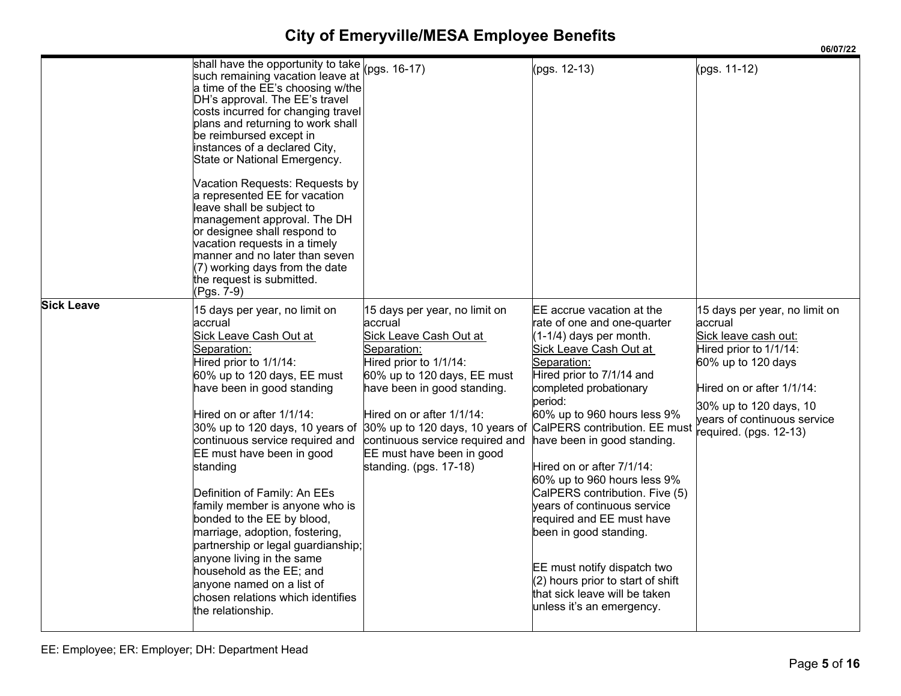# City of Emeryville/MESA Employee Benefits

06/07/22

| | | | | |
|---|---|---|---|---|
| | shall have the opportunity to take such remaining vacation leave at a time of the EE's choosing w/the DH's approval. The EE's travel costs incurred for changing travel plans and returning to work shall be reimbursed except in instances of a declared City, State or National Emergency.<br><br>Vacation Requests: Requests by a represented EE for vacation leave shall be subject to management approval. The DH or designee shall respond to vacation requests in a timely manner and no later than seven (7) working days from the date the request is submitted.<br>(Pgs. 7-9) | (pgs. 16-17) | (pgs. 12-13) | (pgs. 11-12) |
| **Sick Leave** | 15 days per year, no limit on accrual<br><u>Sick Leave Cash Out at Separation:</u><br>Hired prior to 1/1/14:<br>60% up to 120 days, EE must have been in good standing<br><br>Hired on or after 1/1/14:<br>30% up to 120 days, 10 years of continuous service required and EE must have been in good standing<br><br>Definition of Family: An EEs family member is anyone who is bonded to the EE by blood, marriage, adoption, fostering, partnership or legal guardianship; anyone living in the same household as the EE; and anyone named on a list of chosen relations which identifies the relationship. | 15 days per year, no limit on accrual<br><u>Sick Leave Cash Out at Separation:</u><br>Hired prior to 1/1/14:<br>60% up to 120 days, EE must have been in good standing.<br><br>Hired on or after 1/1/14:<br>30% up to 120 days, 10 years of continuous service required and EE must have been in good standing. (pgs. 17-18) | EE accrue vacation at the rate of one and one-quarter (1-1/4) days per month.<br><u>Sick Leave Cash Out at Separation:</u><br>Hired prior to 7/1/14 and completed probationary period:<br>60% up to 960 hours less 9% CalPERS contribution. EE must have been in good standing.<br><br>Hired on or after 7/1/14:<br>60% up to 960 hours less 9% CalPERS contribution. Five (5) years of continuous service required and EE must have been in good standing.<br><br>EE must notify dispatch two (2) hours prior to start of shift that sick leave will be taken unless it's an emergency. | 15 days per year, no limit on accrual<br><u>Sick leave cash out:</u><br>Hired prior to 1/1/14:<br>60% up to 120 days<br><br>Hired on or after 1/1/14:<br>30% up to 120 days, 10 years of continuous service required. (pgs. 12-13) |

EE: Employee; ER: Employer; DH: Department Head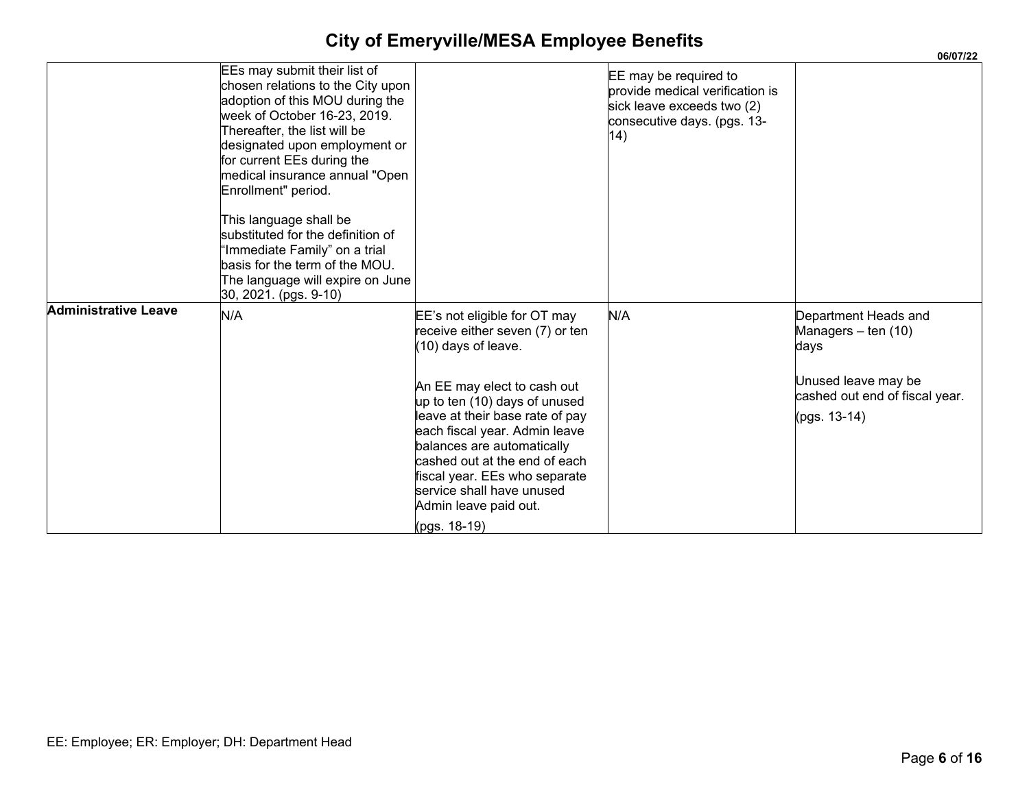# City of Emeryville/MESA Employee Benefits

06/07/22

| | | | | |
|---|---|---|---|---|
| | EEs may submit their list of chosen relations to the City upon adoption of this MOU during the week of October 16-23, 2019. Thereafter, the list will be designated upon employment or for current EEs during the medical insurance annual "Open Enrollment" period.<br><br>This language shall be substituted for the definition of "Immediate Family" on a trial basis for the term of the MOU. The language will expire on June 30, 2021. (pgs. 9-10) | | EE may be required to provide medical verification is sick leave exceeds two (2) consecutive days. (pgs. 13-14) | |
| **Administrative Leave** | N/A | EE's not eligible for OT may receive either seven (7) or ten (10) days of leave.<br><br>An EE may elect to cash out up to ten (10) days of unused leave at their base rate of pay each fiscal year. Admin leave balances are automatically cashed out at the end of each fiscal year. EEs who separate service shall have unused Admin leave paid out.<br><br>(pgs. 18-19) | N/A | Department Heads and Managers – ten (10) days<br><br>Unused leave may be cashed out end of fiscal year.<br><br>(pgs. 13-14) |

EE: Employee; ER: Employer; DH: Department Head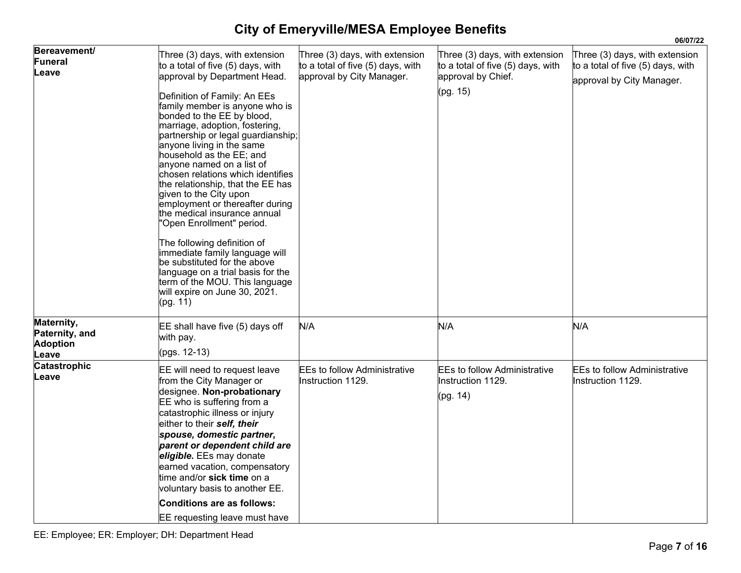# City of Emeryville/MESA Employee Benefits

06/07/22

| | | | | |
|---|---|---|---|---|
| **Bereavement/ Funeral Leave** | Three (3) days, with extension to a total of five (5) days, with approval by Department Head.<br><br>Definition of Family: An EEs family member is anyone who is bonded to the EE by blood, marriage, adoption, fostering, partnership or legal guardianship; anyone living in the same household as the EE; and anyone named on a list of chosen relations which identifies the relationship, that the EE has given to the City upon employment or thereafter during the medical insurance annual "Open Enrollment" period.<br><br>The following definition of immediate family language will be substituted for the above language on a trial basis for the term of the MOU. This language will expire on June 30, 2021.<br>(pg. 11) | Three (3) days, with extension to a total of five (5) days, with approval by City Manager. | Three (3) days, with extension to a total of five (5) days, with approval by Chief.<br><br>(pg. 15) | Three (3) days, with extension to a total of five (5) days, with approval by City Manager. |
| **Maternity, Paternity, and Adoption Leave** | EE shall have five (5) days off with pay.<br><br>(pgs. 12-13) | N/A | N/A | N/A |
| **Catastrophic Leave** | EE will need to request leave from the City Manager or designee. **Non-probationary** EE who is suffering from a catastrophic illness or injury either to their ***self, their spouse, domestic partner, parent or dependent child are eligible.*** EEs may donate earned vacation, compensatory time and/or **sick time** on a voluntary basis to another EE.<br><br>**Conditions are as follows:**<br><br>EE requesting leave must have | EEs to follow Administrative Instruction 1129. | EEs to follow Administrative Instruction 1129.<br><br>(pg. 14) | EEs to follow Administrative Instruction 1129. |

EE: Employee; ER: Employer; DH: Department Head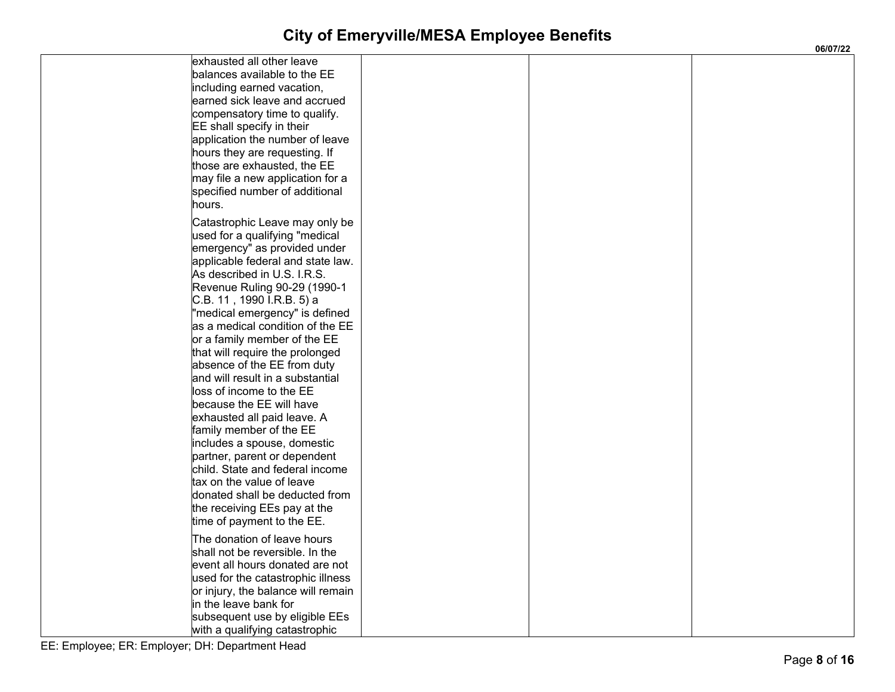| | | | | |
|---|---|---|---|---|
| | exhausted all other leave balances available to the EE including earned vacation, earned sick leave and accrued compensatory time to qualify. EE shall specify in their application the number of leave hours they are requesting. If those are exhausted, the EE may file a new application for a specified number of additional hours.<br><br>Catastrophic Leave may only be used for a qualifying "medical emergency" as provided under applicable federal and state law. As described in U.S. I.R.S. Revenue Ruling 90-29 (1990-1 C.B. 11 , 1990 I.R.B. 5) a "medical emergency" is defined as a medical condition of the EE or a family member of the EE that will require the prolonged absence of the EE from duty and will result in a substantial loss of income to the EE because the EE will have exhausted all paid leave. A family member of the EE includes a spouse, domestic partner, parent or dependent child. State and federal income tax on the value of leave donated shall be deducted from the receiving EEs pay at the time of payment to the EE.<br><br>The donation of leave hours shall not be reversible. In the event all hours donated are not used for the catastrophic illness or injury, the balance will remain in the leave bank for subsequent use by eligible EEs with a qualifying catastrophic | | | |

EE: Employee; ER: Employer; DH: Department Head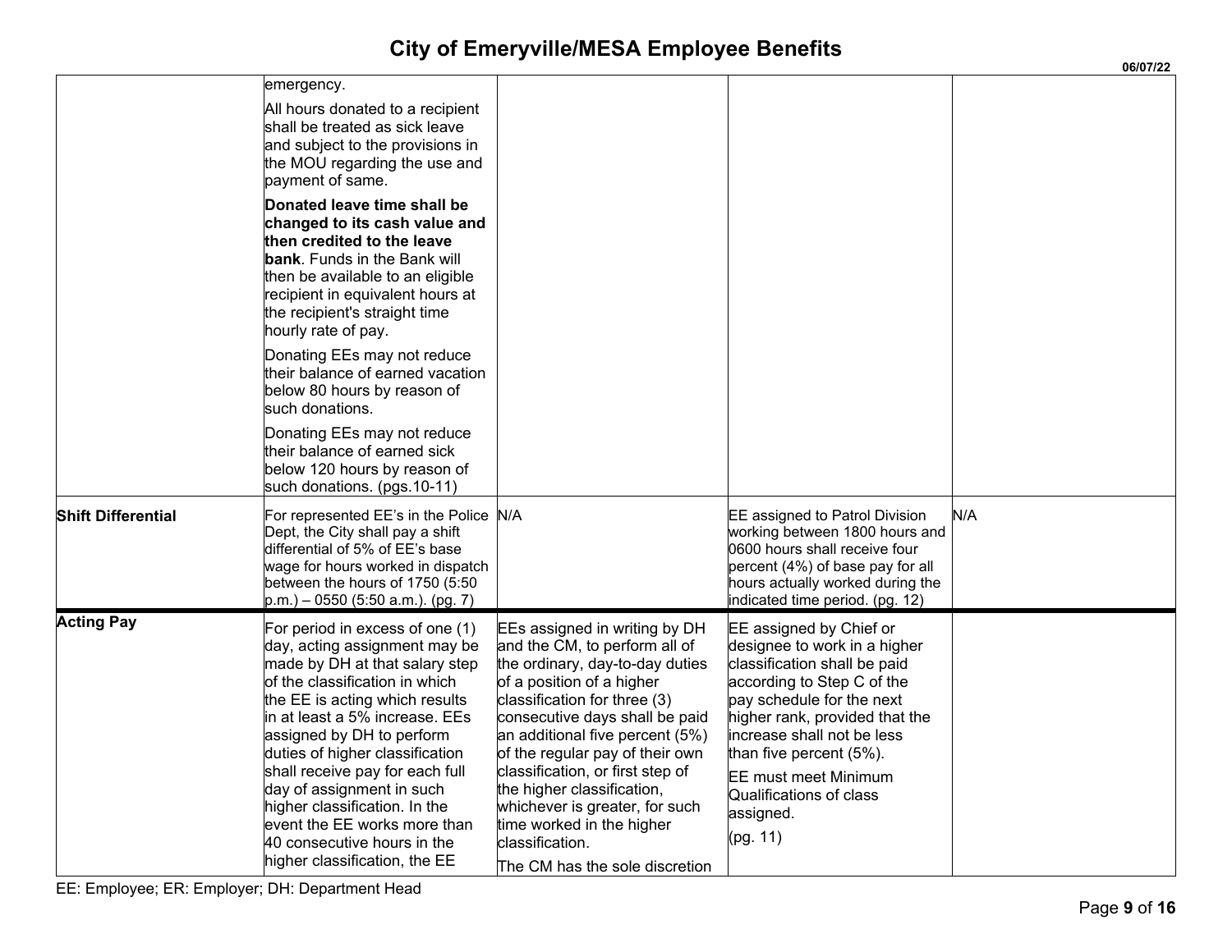# City of Emeryville/MESA Employee Benefits

06/07/22

| | | | | |
|---|---|---|---|---|
| | emergency.<br><br>All hours donated to a recipient shall be treated as sick leave and subject to the provisions in the MOU regarding the use and payment of same.<br><br>**Donated leave time shall be changed to its cash value and then credited to the leave bank**. Funds in the Bank will then be available to an eligible recipient in equivalent hours at the recipient's straight time hourly rate of pay.<br><br>Donating EEs may not reduce their balance of earned vacation below 80 hours by reason of such donations.<br><br>Donating EEs may not reduce their balance of earned sick below 120 hours by reason of such donations. (pgs.10-11) | | | |
| **Shift Differential** | For represented EE's in the Police Dept, the City shall pay a shift differential of 5% of EE's base wage for hours worked in dispatch between the hours of 1750 (5:50 p.m.) – 0550 (5:50 a.m.). (pg. 7) | N/A | EE assigned to Patrol Division working between 1800 hours and 0600 hours shall receive four percent (4%) of base pay for all hours actually worked during the indicated time period. (pg. 12) | N/A |
| **Acting Pay** | For period in excess of one (1) day, acting assignment may be made by DH at that salary step of the classification in which the EE is acting which results in at least a 5% increase. EEs assigned by DH to perform duties of higher classification shall receive pay for each full day of assignment in such higher classification. In the event the EE works more than 40 consecutive hours in the higher classification, the EE | EEs assigned in writing by DH and the CM, to perform all of the ordinary, day-to-day duties of a position of a higher classification for three (3) consecutive days shall be paid an additional five percent (5%) of the regular pay of their own classification, or first step of the higher classification, whichever is greater, for such time worked in the higher classification.<br><br>The CM has the sole discretion | EE assigned by Chief or designee to work in a higher classification shall be paid according to Step C of the pay schedule for the next higher rank, provided that the increase shall not be less than five percent (5%).<br><br>EE must meet Minimum Qualifications of class assigned.<br><br>(pg. 11) | |

EE: Employee; ER: Employer; DH: Department Head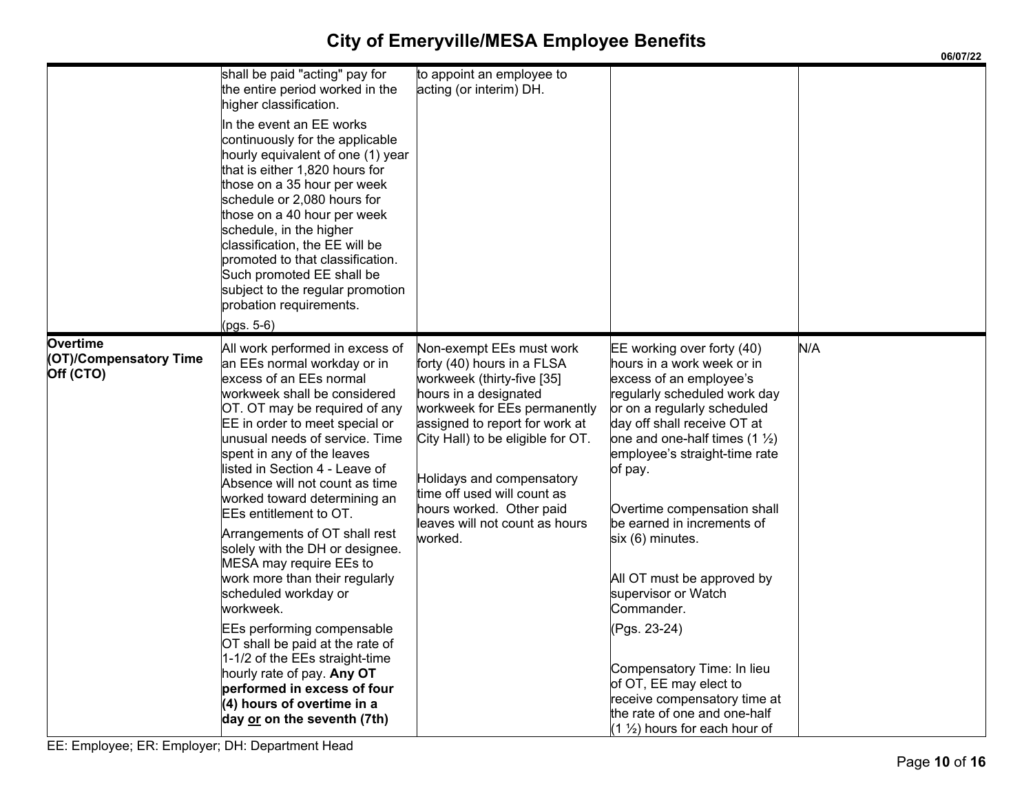# City of Emeryville/MESA Employee Benefits

06/07/22

| | | | | |
|---|---|---|---|---|
| | shall be paid "acting" pay for the entire period worked in the higher classification.<br><br>In the event an EE works continuously for the applicable hourly equivalent of one (1) year that is either 1,820 hours for those on a 35 hour per week schedule or 2,080 hours for those on a 40 hour per week schedule, in the higher classification, the EE will be promoted to that classification. Such promoted EE shall be subject to the regular promotion probation requirements.<br><br>(pgs. 5-6) | to appoint an employee to acting (or interim) DH. | | |
| **Overtime (OT)/Compensatory Time Off (CTO)** | All work performed in excess of an EEs normal workday or in excess of an EEs normal workweek shall be considered OT. OT may be required of any EE in order to meet special or unusual needs of service. Time spent in any of the leaves listed in Section 4 - Leave of Absence will not count as time worked toward determining an EEs entitlement to OT.<br><br>Arrangements of OT shall rest solely with the DH or designee. MESA may require EEs to work more than their regularly scheduled workday or workweek.<br><br>EEs performing compensable OT shall be paid at the rate of 1-1/2 of the EEs straight-time hourly rate of pay. **Any OT performed in excess of four (4) hours of overtime in a day <u>or</u> on the seventh (7th)** | Non-exempt EEs must work forty (40) hours in a FLSA workweek (thirty-five [35] hours in a designated workweek for EEs permanently assigned to report for work at City Hall) to be eligible for OT.<br><br>Holidays and compensatory time off used will count as hours worked. Other paid leaves will not count as hours worked. | EE working over forty (40) hours in a work week or in excess of an employee's regularly scheduled work day or on a regularly scheduled day off shall receive OT at one and one-half times (1 ½) employee's straight-time rate of pay.<br><br>Overtime compensation shall be earned in increments of six (6) minutes.<br><br>All OT must be approved by supervisor or Watch Commander.<br><br>(Pgs. 23-24)<br><br>Compensatory Time: In lieu of OT, EE may elect to receive compensatory time at the rate of one and one-half (1 ½) hours for each hour of | N/A |

EE: Employee; ER: Employer; DH: Department Head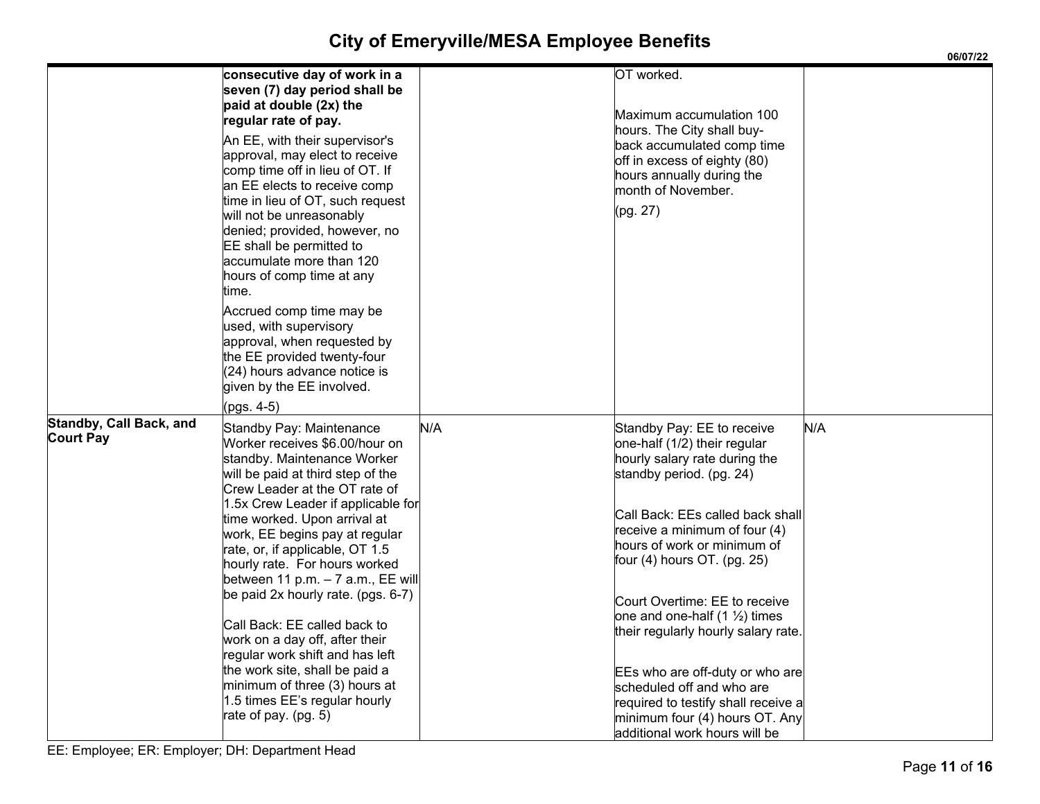# City of Emeryville/MESA Employee Benefits

06/07/22

| | | | | |
|---|---|---|---|---|
| | **consecutive day of work in a seven (7) day period shall be paid at double (2x) the regular rate of pay.**<br><br>An EE, with their supervisor's approval, may elect to receive comp time off in lieu of OT. If an EE elects to receive comp time in lieu of OT, such request will not be unreasonably denied; provided, however, no EE shall be permitted to accumulate more than 120 hours of comp time at any time.<br><br>Accrued comp time may be used, with supervisory approval, when requested by the EE provided twenty-four (24) hours advance notice is given by the EE involved.<br><br>(pgs. 4-5) | | OT worked.<br><br>Maximum accumulation 100 hours. The City shall buy-back accumulated comp time off in excess of eighty (80) hours annually during the month of November.<br><br>(pg. 27) | |
| **Standby, Call Back, and Court Pay** | Standby Pay: Maintenance Worker receives $6.00/hour on standby. Maintenance Worker will be paid at third step of the Crew Leader at the OT rate of 1.5x Crew Leader if applicable for time worked. Upon arrival at work, EE begins pay at regular rate, or, if applicable, OT 1.5 hourly rate. For hours worked between 11 p.m. – 7 a.m., EE will be paid 2x hourly rate. (pgs. 6-7)<br><br>Call Back: EE called back to work on a day off, after their regular work shift and has left the work site, shall be paid a minimum of three (3) hours at 1.5 times EE's regular hourly rate of pay. (pg. 5) | N/A | Standby Pay: EE to receive one-half (1/2) their regular hourly salary rate during the standby period. (pg. 24)<br><br>Call Back: EEs called back shall receive a minimum of four (4) hours of work or minimum of four (4) hours OT. (pg. 25)<br><br>Court Overtime: EE to receive one and one-half (1 ½) times their regularly hourly salary rate.<br><br>EEs who are off-duty or who are scheduled off and who are required to testify shall receive a minimum four (4) hours OT. Any additional work hours will be | N/A |

EE: Employee; ER: Employer; DH: Department Head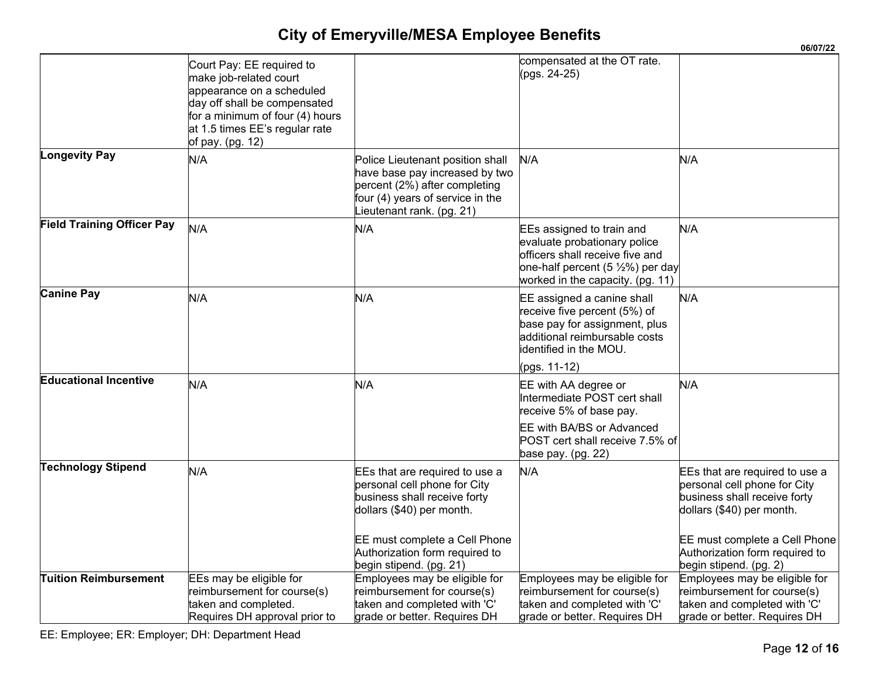# City of Emeryville/MESA Employee Benefits

06/07/22

| | | | | |
|---|---|---|---|---|
| | Court Pay: EE required to make job-related court appearance on a scheduled day off shall be compensated for a minimum of four (4) hours at 1.5 times EE's regular rate of pay. (pg. 12) | | compensated at the OT rate. (pgs. 24-25) | |
| **Longevity Pay** | N/A | Police Lieutenant position shall have base pay increased by two percent (2%) after completing four (4) years of service in the Lieutenant rank. (pg. 21) | N/A | N/A |
| **Field Training Officer Pay** | N/A | N/A | EEs assigned to train and evaluate probationary police officers shall receive five and one-half percent (5 ½%) per day worked in the capacity. (pg. 11) | N/A |
| **Canine Pay** | N/A | N/A | EE assigned a canine shall receive five percent (5%) of base pay for assignment, plus additional reimbursable costs identified in the MOU.<br><br>(pgs. 11-12) | N/A |
| **Educational Incentive** | N/A | N/A | EE with AA degree or Intermediate POST cert shall receive 5% of base pay.<br><br>EE with BA/BS or Advanced POST cert shall receive 7.5% of base pay. (pg. 22) | N/A |
| **Technology Stipend** | N/A | EEs that are required to use a personal cell phone for City business shall receive forty dollars ($40) per month.<br><br>EE must complete a Cell Phone Authorization form required to begin stipend. (pg. 21) | N/A | EEs that are required to use a personal cell phone for City business shall receive forty dollars ($40) per month.<br><br>EE must complete a Cell Phone Authorization form required to begin stipend. (pg. 2) |
| **Tuition Reimbursement** | EEs may be eligible for reimbursement for course(s) taken and completed. Requires DH approval prior to | Employees may be eligible for reimbursement for course(s) taken and completed with 'C' grade or better. Requires DH | Employees may be eligible for reimbursement for course(s) taken and completed with 'C' grade or better. Requires DH | Employees may be eligible for reimbursement for course(s) taken and completed with 'C' grade or better. Requires DH |

EE: Employee; ER: Employer; DH: Department Head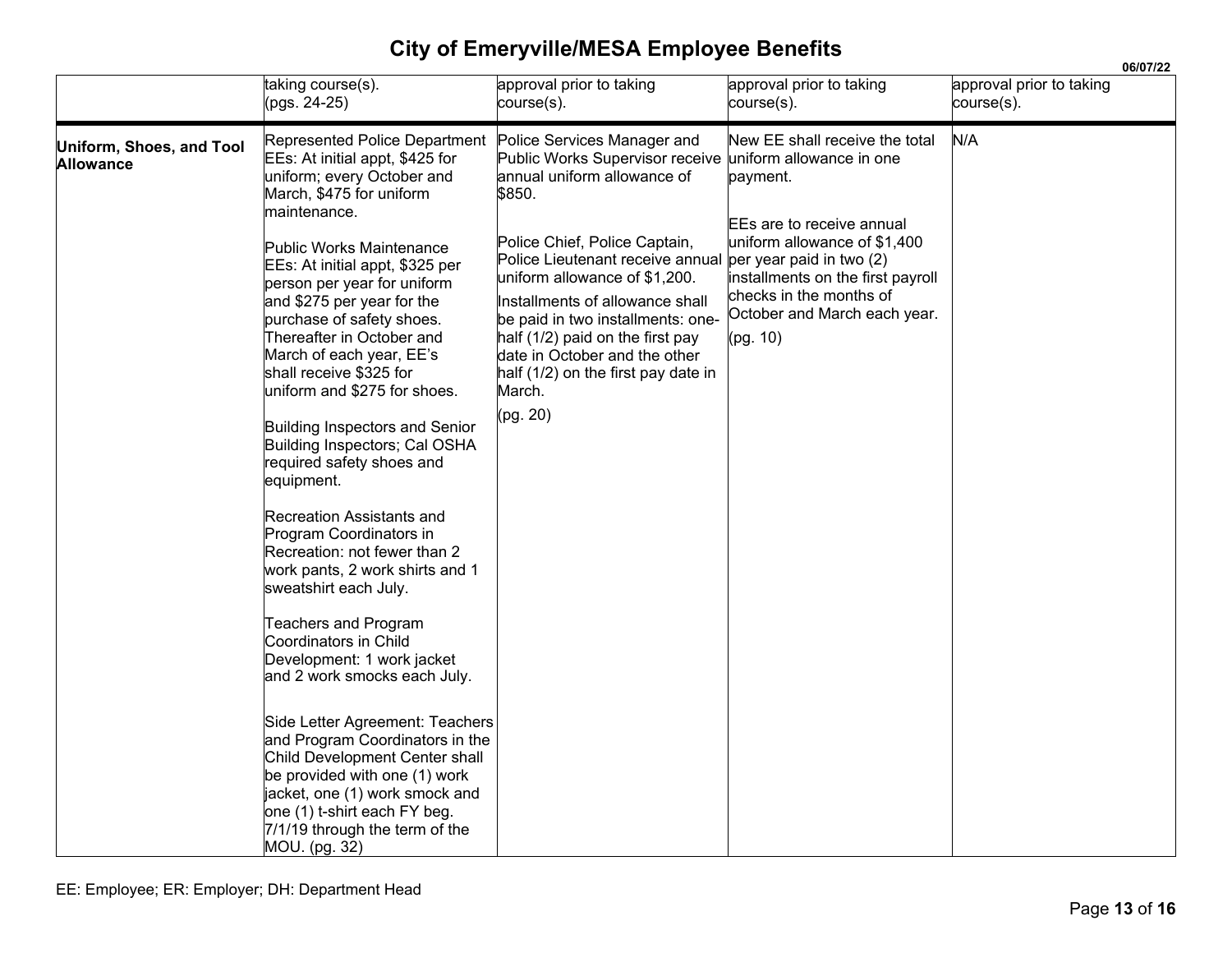# City of Emeryville/MESA Employee Benefits

06/07/22

| | | | | |
|---|---|---|---|---|
| | taking course(s). (pgs. 24-25) | approval prior to taking course(s). | approval prior to taking course(s). | approval prior to taking course(s). |
| **Uniform, Shoes, and Tool Allowance** | Represented Police Department EEs: At initial appt, \$425 for uniform; every October and March, \$475 for uniform maintenance.<br><br>Public Works Maintenance EEs: At initial appt, \$325 per person per year for uniform and \$275 per year for the purchase of safety shoes. Thereafter in October and March of each year, EE's shall receive \$325 for uniform and \$275 for shoes.<br><br>Building Inspectors and Senior Building Inspectors; Cal OSHA required safety shoes and equipment.<br><br>Recreation Assistants and Program Coordinators in Recreation: not fewer than 2 work pants, 2 work shirts and 1 sweatshirt each July.<br><br>Teachers and Program Coordinators in Child Development: 1 work jacket and 2 work smocks each July.<br><br>Side Letter Agreement: Teachers and Program Coordinators in the Child Development Center shall be provided with one (1) work jacket, one (1) work smock and one (1) t-shirt each FY beg. 7/1/19 through the term of the MOU. (pg. 32) | Police Services Manager and Public Works Supervisor receive annual uniform allowance of \$850.<br><br>Police Chief, Police Captain, Police Lieutenant receive annual uniform allowance of \$1,200.<br><br>Installments of allowance shall be paid in two installments: one-half (1/2) paid on the first pay date in October and the other half (1/2) on the first pay date in March.<br><br>(pg. 20) | New EE shall receive the total uniform allowance in one payment.<br><br>EEs are to receive annual uniform allowance of \$1,400 per year paid in two (2) installments on the first payroll checks in the months of October and March each year.<br><br>(pg. 10) | N/A |

EE: Employee; ER: Employer; DH: Department Head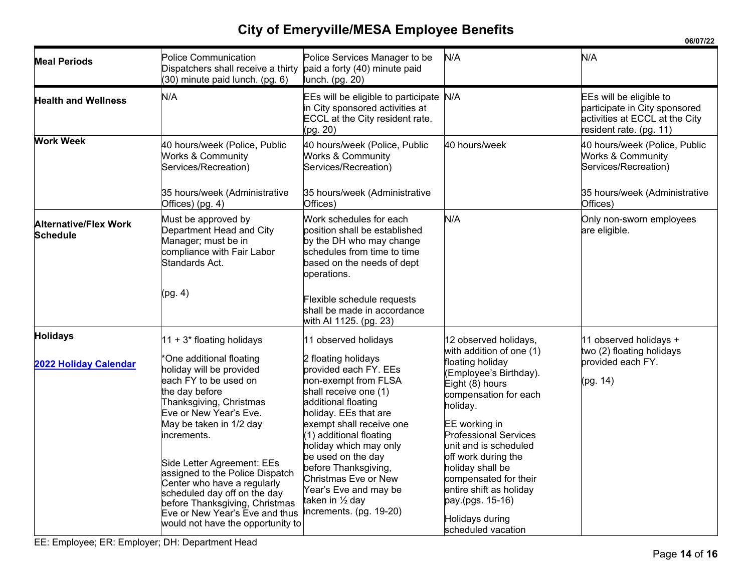# City of Emeryville/MESA Employee Benefits

06/07/22

| | | | | |
|---|---|---|---|---|
| **Meal Periods** | Police Communication Dispatchers shall receive a thirty (30) minute paid lunch. (pg. 6) | Police Services Manager to be paid a forty (40) minute paid lunch. (pg. 20) | N/A | N/A |
| **Health and Wellness** | N/A | EEs will be eligible to participate in City sponsored activities at ECCL at the City resident rate. (pg. 20) | N/A | EEs will be eligible to participate in City sponsored activities at ECCL at the City resident rate. (pg. 11) |
| **Work Week** | 40 hours/week (Police, Public Works & Community Services/Recreation)<br><br>35 hours/week (Administrative Offices) (pg. 4) | 40 hours/week (Police, Public Works & Community Services/Recreation)<br><br>35 hours/week (Administrative Offices) | 40 hours/week | 40 hours/week (Police, Public Works & Community Services/Recreation)<br><br>35 hours/week (Administrative Offices) |
| **Alternative/Flex Work Schedule** | Must be approved by Department Head and City Manager; must be in compliance with Fair Labor Standards Act.<br><br>(pg. 4) | Work schedules for each position shall be established by the DH who may change schedules from time to time based on the needs of dept operations.<br><br>Flexible schedule requests shall be made in accordance with AI 1125. (pg. 23) | N/A | Only non-sworn employees are eligible. |
| **Holidays**<br><br>**2022 Holiday Calendar** | 11 + 3* floating holidays<br><br>*One additional floating holiday will be provided each FY to be used on the day before Thanksgiving, Christmas Eve or New Year's Eve. May be taken in 1/2 day increments.<br><br>Side Letter Agreement: EEs assigned to the Police Dispatch Center who have a regularly scheduled day off on the day before Thanksgiving, Christmas Eve or New Year's Eve and thus would not have the opportunity to | 11 observed holidays<br><br>2 floating holidays provided each FY. EEs non-exempt from FLSA shall receive one (1) additional floating holiday. EEs that are exempt shall receive one (1) additional floating holiday which may only be used on the day before Thanksgiving, Christmas Eve or New Year's Eve and may be taken in ½ day increments. (pg. 19-20) | 12 observed holidays, with addition of one (1) floating holiday (Employee's Birthday). Eight (8) hours compensation for each holiday.<br><br>EE working in Professional Services unit and is scheduled off work during the holiday shall be compensated for their entire shift as holiday pay.(pgs. 15-16)<br><br>Holidays during scheduled vacation | 11 observed holidays + two (2) floating holidays provided each FY.<br><br>(pg. 14) |

EE: Employee; ER: Employer; DH: Department Head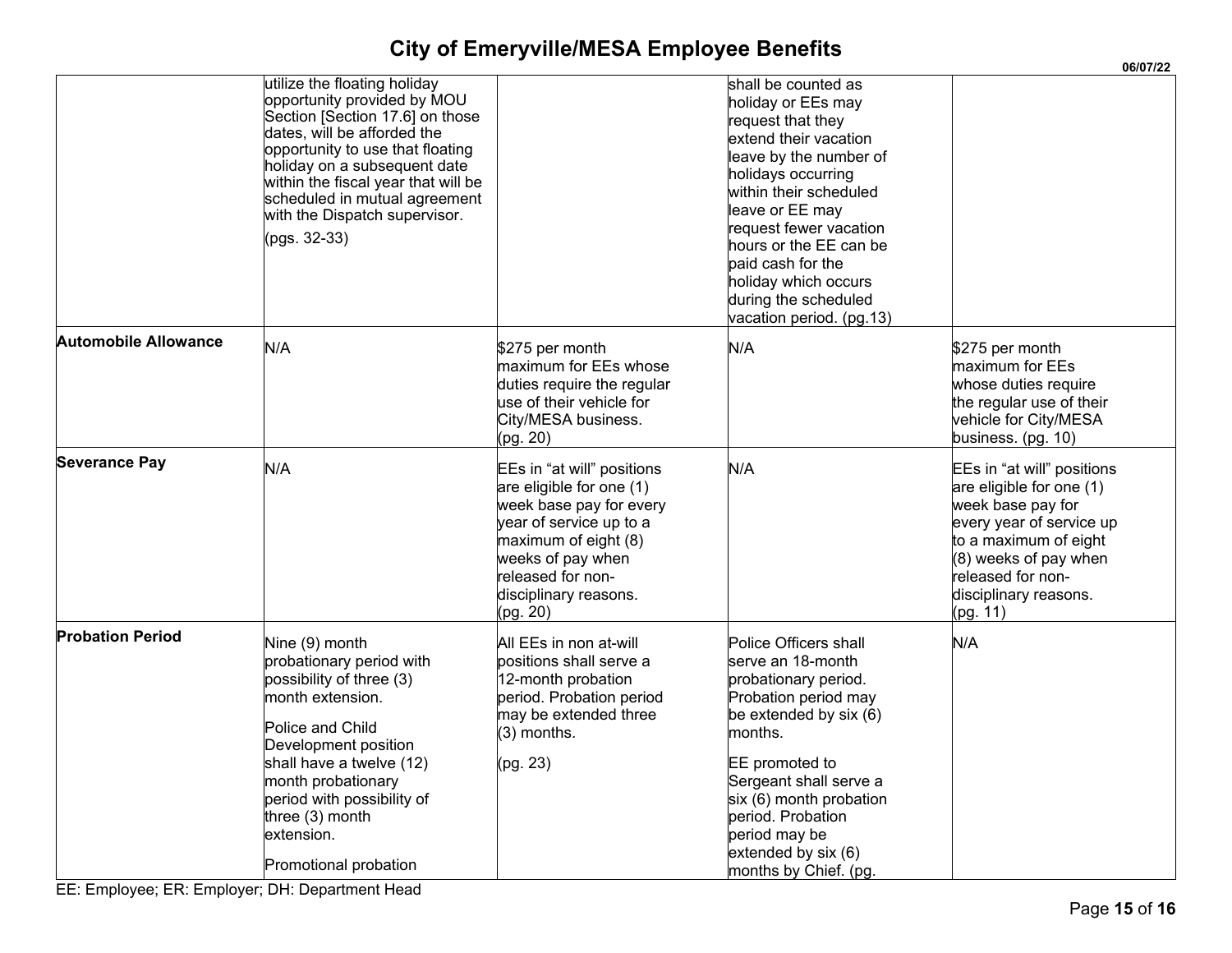| | | | | |
|---|---|---|---|---|
| | utilize the floating holiday opportunity provided by MOU Section [Section 17.6] on those dates, will be afforded the opportunity to use that floating holiday on a subsequent date within the fiscal year that will be scheduled in mutual agreement with the Dispatch supervisor. (pgs. 32-33) | | shall be counted as holiday or EEs may request that they extend their vacation leave by the number of holidays occurring within their scheduled leave or EE may request fewer vacation hours or the EE can be paid cash for the holiday which occurs during the scheduled vacation period. (pg.13) | |
| **Automobile Allowance** | N/A | $275 per month maximum for EEs whose duties require the regular use of their vehicle for City/MESA business. (pg. 20) | N/A | $275 per month maximum for EEs whose duties require the regular use of their vehicle for City/MESA business. (pg. 10) |
| **Severance Pay** | N/A | EEs in "at will" positions are eligible for one (1) week base pay for every year of service up to a maximum of eight (8) weeks of pay when released for non-disciplinary reasons. (pg. 20) | N/A | EEs in "at will" positions are eligible for one (1) week base pay for every year of service up to a maximum of eight (8) weeks of pay when released for non-disciplinary reasons. (pg. 11) |
| **Probation Period** | Nine (9) month probationary period with possibility of three (3) month extension. Police and Child Development position shall have a twelve (12) month probationary period with possibility of three (3) month extension. Promotional probation | All EEs in non at-will positions shall serve a 12-month probation period. Probation period may be extended three (3) months. (pg. 23) | Police Officers shall serve an 18-month probationary period. Probation period may be extended by six (6) months. EE promoted to Sergeant shall serve a six (6) month probation period. Probation period may be extended by six (6) months by Chief. (pg. | N/A |

EE: Employee; ER: Employer; DH: Department Head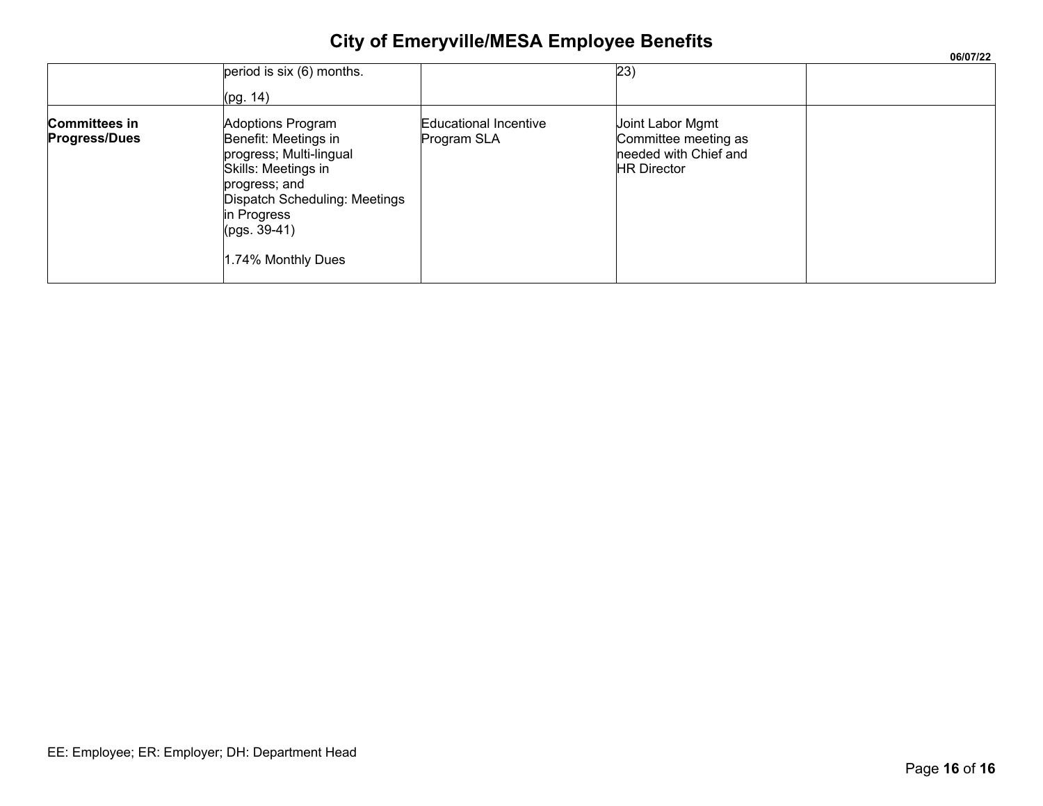# City of Emeryville/MESA Employee Benefits

06/07/22

| | | | | |
|---|---|---|---|---|
| | period is six (6) months.<br><br>(pg. 14) | | 23) | |
| **Committees in Progress/Dues** | Adoptions Program Benefit: Meetings in progress; Multi-lingual Skills: Meetings in progress; and Dispatch Scheduling: Meetings in Progress (pgs. 39-41)<br><br>1.74% Monthly Dues | Educational Incentive Program SLA | Joint Labor Mgmt Committee meeting as needed with Chief and HR Director | |

EE: Employee; ER: Employer; DH: Department Head